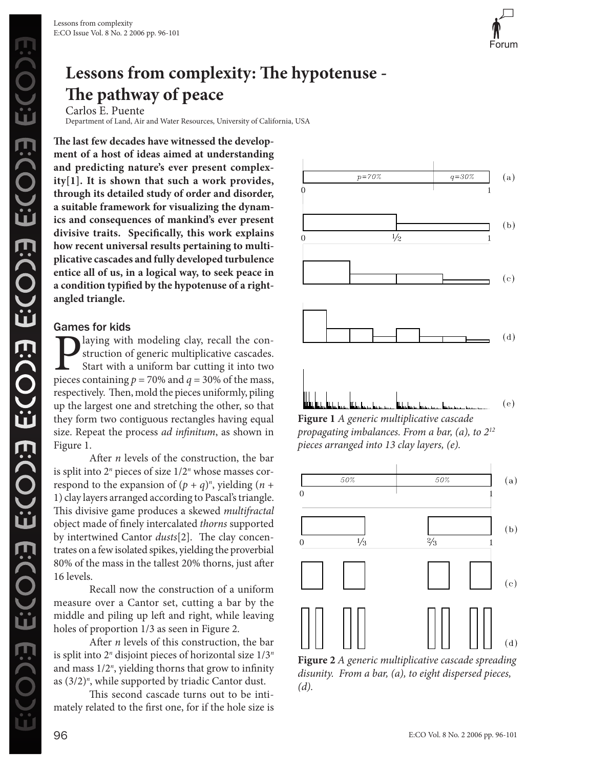# Lessons from complexity: The hypotenuse - The pathway of peace

Carlos E. Puente

Department of Land, Air and Water Resources, University of California, USA

**The last few decades have witnessed the development of a host of ideas aimed at understanding and predicting nature's ever present complexity[1]. It is shown that such a work provides, through its detailed study of order and disorder, a suitable framework for visualizing the dynamics and consequences of mankind's ever present divisive traits. Specifically, this work explains how recent universal results pertaining to multiplicative cascades and fully developed turbulence entice all of us, in a logical way, to seek peace in a condition typified by the hypotenuse of a right-angled triangle.**

## Games for kids

Playing with modeling clay, recall the construction of generic multiplicative cascades. Start with a uniform bar cutting it into two pieces containing $p$ = 70% and $q$ = 30% of the mass, respectively. Then, mold the pieces uniformly, piling up the largest one and stretching the other, so that they form two contiguous rectangles having equal size. Repeat the process *ad infinitum*, as shown in Figure 1.

After $n$ levels of the construction, the bar is split into $2^n$ pieces of size $1/2^n$ whose masses correspond to the expansion of $(p + q)^n$, yielding $(n + 1)$ clay layers arranged according to Pascal's triangle. This divisive game produces a skewed *multifractal* object made of finely intercalated *thorns* supported by intertwined Cantor *dusts*[2]. The clay concentrates on a few isolated spikes, yielding the proverbial 80% of the mass in the tallest 20% thorns, just after 16 levels.

Recall now the construction of a uniform measure over a Cantor set, cutting a bar by the middle and piling up left and right, while leaving holes of proportion 1/3 as seen in Figure 2.

After $n$ levels of this construction, the bar is split into $2^n$ disjoint pieces of horizontal size $1/3^n$ and mass $1/2^n$, yielding thorns that grow to infinity as $(3/2)^n$, while supported by triadic Cantor dust.

This second cascade turns out to be intimately related to the first one, for if the hole size is

**Figure 1** *A generic multiplicative cascade propagating imbalances. From a bar, (a), to $2^{12}$ pieces arranged into 13 clay layers, (e).*

**Figure 2** *A generic multiplicative cascade spreading disunity. From a bar, (a), to eight dispersed pieces, (d).*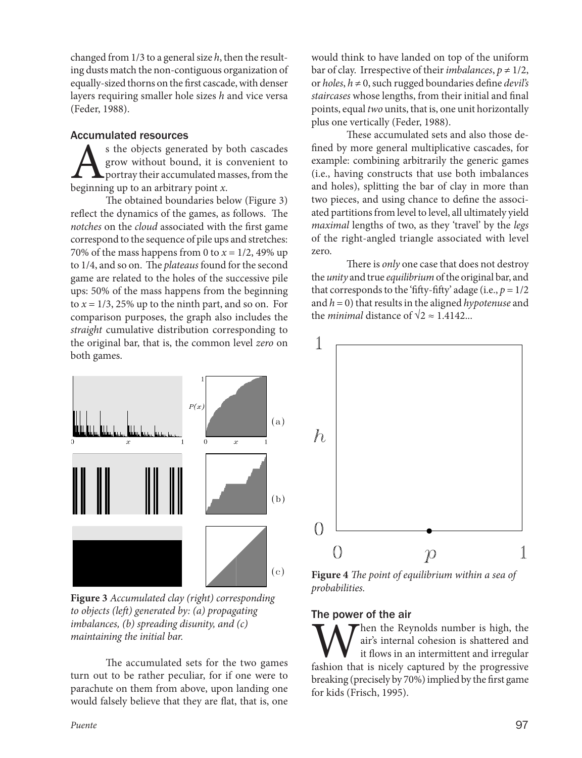changed from 1/3 to a general size $h$, then the resulting dusts match the non-contiguous organization of equally-sized thorns on the first cascade, with denser layers requiring smaller hole sizes $h$ and vice versa (Feder, 1988).

## Accumulated resources

As the objects generated by both cascades grow without bound, it is convenient to portray their accumulated masses, from the beginning up to an arbitrary point $x$.

The obtained boundaries below (Figure 3) reflect the dynamics of the games, as follows. The *notches* on the *cloud* associated with the first game correspond to the sequence of pile ups and stretches: 70% of the mass happens from 0 to $x = 1/2$, 49% up to 1/4, and so on. The *plateaus* found for the second game are related to the holes of the successive pile ups: 50% of the mass happens from the beginning to $x = 1/3$, 25% up to the ninth part, and so on. For comparison purposes, the graph also includes the *straight* cumulative distribution corresponding to the original bar, that is, the common level *zero* on both games.

**Figure 3** *Accumulated clay (right) corresponding to objects (left) generated by: (a) propagating imbalances, (b) spreading disunity, and (c) maintaining the initial bar.*

The accumulated sets for the two games turn out to be rather peculiar, for if one were to parachute on them from above, upon landing one would falsely believe that they are flat, that is, one would think to have landed on top of the uniform bar of clay. Irrespective of their *imbalances*, $p \neq 1/2$, or *holes*, $h \neq 0$, such rugged boundaries define *devil's staircases* whose lengths, from their initial and final points, equal *two* units, that is, one unit horizontally plus one vertically (Feder, 1988).

These accumulated sets and also those defined by more general multiplicative cascades, for example: combining arbitrarily the generic games (i.e., having constructs that use both imbalances and holes), splitting the bar of clay in more than two pieces, and using chance to define the associated partitions from level to level, all ultimately yield *maximal* lengths of two, as they 'travel' by the *legs* of the right-angled triangle associated with level zero.

There is *only* one case that does not destroy the *unity* and true *equilibrium* of the original bar, and that corresponds to the 'fifty-fifty' adage (i.e., $p = 1/2$ and $h = 0$) that results in the aligned *hypotenuse* and the *minimal* distance of $\sqrt{2} \approx 1.4142...$

**Figure 4** *The point of equilibrium within a sea of probabilities.*

## The power of the air

When the Reynolds number is high, the air's internal cohesion is shattered and it flows in an intermittent and irregular fashion that is nicely captured by the progressive breaking (precisely by 70%) implied by the first game for kids (Frisch, 1995).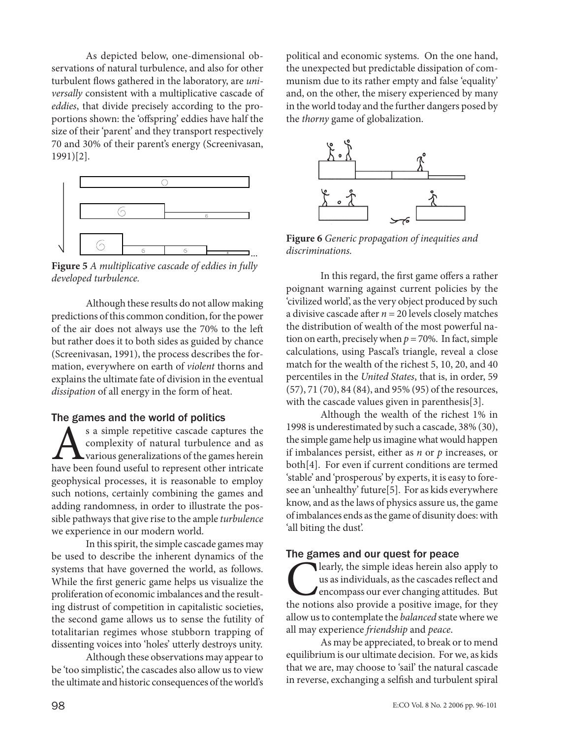As depicted below, one-dimensional observations of natural turbulence, and also for other turbulent flows gathered in the laboratory, are *universally* consistent with a multiplicative cascade of *eddies*, that divide precisely according to the proportions shown: the 'offspring' eddies have half the size of their 'parent' and they transport respectively 70 and 30% of their parent's energy (Screenivasan, 1991)[2].

**Figure 5** *A multiplicative cascade of eddies in fully developed turbulence.*

Although these results do not allow making predictions of this common condition, for the power of the air does not always use the 70% to the left but rather does it to both sides as guided by chance (Screenivasan, 1991), the process describes the formation, everywhere on earth of *violent* thorns and explains the ultimate fate of division in the eventual *dissipation* of all energy in the form of heat.

## The games and the world of politics

As a simple repetitive cascade captures the complexity of natural turbulence and as various generalizations of the games herein have been found useful to represent other intricate geophysical processes, it is reasonable to employ such notions, certainly combining the games and adding randomness, in order to illustrate the possible pathways that give rise to the ample *turbulence* we experience in our modern world.

In this spirit, the simple cascade games may be used to describe the inherent dynamics of the systems that have governed the world, as follows. While the first generic game helps us visualize the proliferation of economic imbalances and the resulting distrust of competition in capitalistic societies, the second game allows us to sense the futility of totalitarian regimes whose stubborn trapping of dissenting voices into 'holes' utterly destroys unity.

Although these observations may appear to be 'too simplistic', the cascades also allow us to view the ultimate and historic consequences of the world's political and economic systems. On the one hand, the unexpected but predictable dissipation of communism due to its rather empty and false 'equality' and, on the other, the misery experienced by many in the world today and the further dangers posed by the *thorny* game of globalization.

**Figure 6** *Generic propagation of inequities and discriminations.*

In this regard, the first game offers a rather poignant warning against current policies by the 'civilized world', as the very object produced by such a divisive cascade after $n = 20$ levels closely matches the distribution of wealth of the most powerful nation on earth, precisely when $p = 70\%$. In fact, simple calculations, using Pascal's triangle, reveal a close match for the wealth of the richest 5, 10, 20, and 40 percentiles in the *United States*, that is, in order, 59 (57), 71 (70), 84 (84), and 95% (95) of the resources, with the cascade values given in parenthesis[3].

Although the wealth of the richest 1% in 1998 is underestimated by such a cascade, 38% (30), the simple game help us imagine what would happen if imbalances persist, either as $n$ or $p$ increases, or both[4]. For even if current conditions are termed 'stable' and 'prosperous' by experts, it is easy to foresee an 'unhealthy' future[5]. For as kids everywhere know, and as the laws of physics assure us, the game of imbalances ends as the game of disunity does: with 'all biting the dust'.

## The games and our quest for peace

Clearly, the simple ideas herein also apply to us as individuals, as the cascades reflect and encompass our ever changing attitudes. But the notions also provide a positive image, for they allow us to contemplate the *balanced* state where we all may experience *friendship* and *peace*.

As may be appreciated, to break or to mend equilibrium is our ultimate decision. For we, as kids that we are, may choose to 'sail' the natural cascade in reverse, exchanging a selfish and turbulent spiral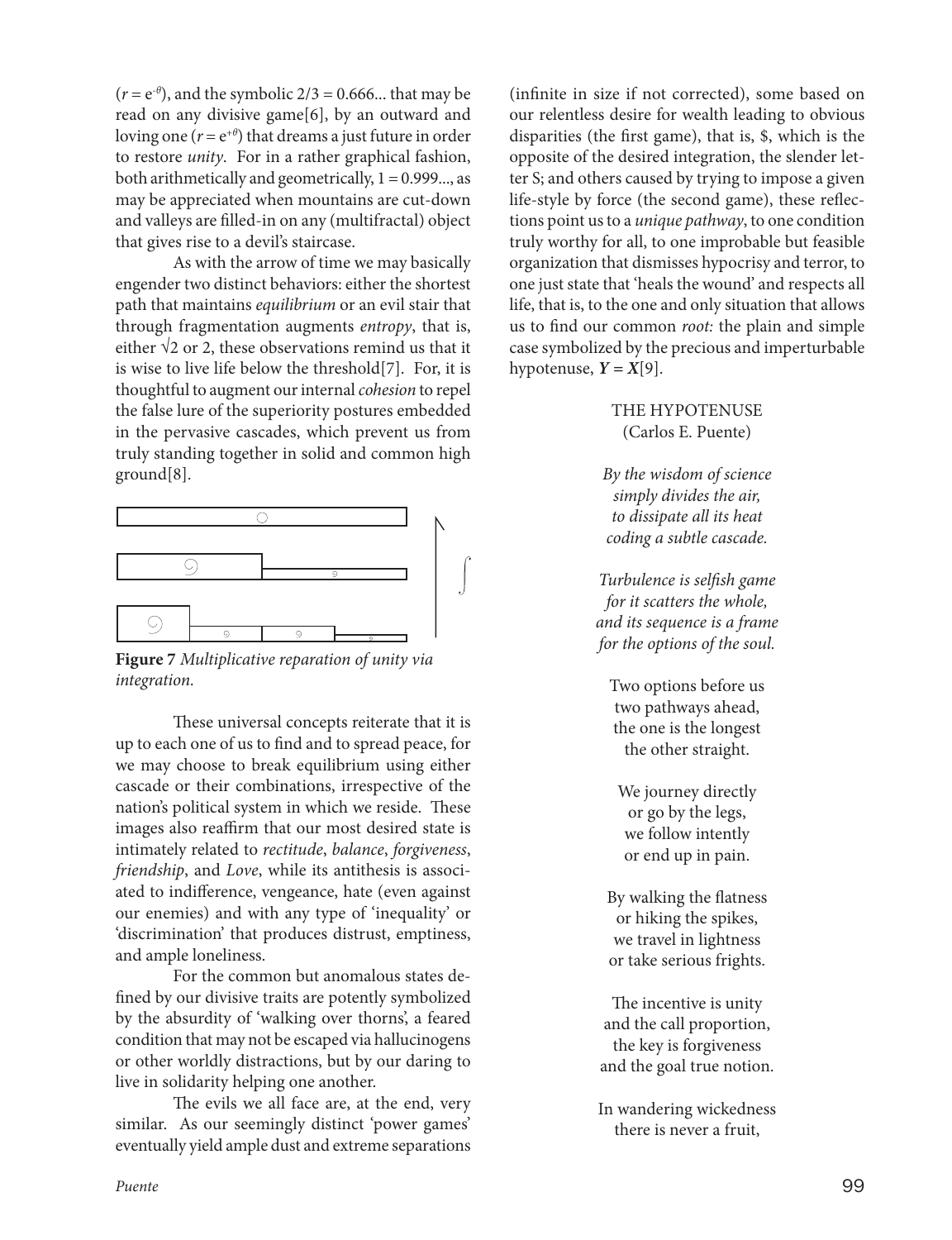($r = e^{-\theta}$), and the symbolic $2/3 = 0.666...$ that may be read on any divisive game[6], by an outward and loving one ($r = e^{+\theta}$) that dreams a just future in order to restore *unity*. For in a rather graphical fashion, both arithmetically and geometrically, $1 = 0.999...$, as may be appreciated when mountains are cut-down and valleys are filled-in on any (multifractal) object that gives rise to a devil's staircase.

As with the arrow of time we may basically engender two distinct behaviors: either the shortest path that maintains *equilibrium* or an evil stair that through fragmentation augments *entropy*, that is, either $\sqrt{2}$ or 2, these observations remind us that it is wise to live life below the threshold[7]. For, it is thoughtful to augment our internal *cohesion* to repel the false lure of the superiority postures embedded in the pervasive cascades, which prevent us from truly standing together in solid and common high ground[8].

**Figure 7** *Multiplicative reparation of unity via integration.*

These universal concepts reiterate that it is up to each one of us to find and to spread peace, for we may choose to break equilibrium using either cascade or their combinations, irrespective of the nation's political system in which we reside. These images also reaffirm that our most desired state is intimately related to *rectitude*, *balance*, *forgiveness*, *friendship*, and *Love*, while its antithesis is associated to indifference, vengeance, hate (even against our enemies) and with any type of 'inequality' or 'discrimination' that produces distrust, emptiness, and ample loneliness.

For the common but anomalous states defined by our divisive traits are potently symbolized by the absurdity of 'walking over thorns', a feared condition that may not be escaped via hallucinogens or other worldly distractions, but by our daring to live in solidarity helping one another.

The evils we all face are, at the end, very similar. As our seemingly distinct 'power games' eventually yield ample dust and extreme separations (infinite in size if not corrected), some based on our relentless desire for wealth leading to obvious disparities (the first game), that is, $, which is the opposite of the desired integration, the slender letter S; and others caused by trying to impose a given life-style by force (the second game), these reflections point us to a *unique pathway*, to one condition truly worthy for all, to one improbable but feasible organization that dismisses hypocrisy and terror, to one just state that 'heals the wound' and respects all life, that is, to the one and only situation that allows us to find our common *root:* the plain and simple case symbolized by the precious and imperturbable hypotenuse, $\boldsymbol{Y} = \boldsymbol{X}$[9].

THE HYPOTENUSE
(Carlos E. Puente)

*By the wisdom of science*
*simply divides the air,*
*to dissipate all its heat*
*coding a subtle cascade.*

*Turbulence is selfish game*
*for it scatters the whole,*
*and its sequence is a frame*
*for the options of the soul.*

Two options before us
two pathways ahead,
the one is the longest
the other straight.

We journey directly
or go by the legs,
we follow intently
or end up in pain.

By walking the flatness
or hiking the spikes,
we travel in lightness
or take serious frights.

The incentive is unity
and the call proportion,
the key is forgiveness
and the goal true notion.

In wandering wickedness
there is never a fruit,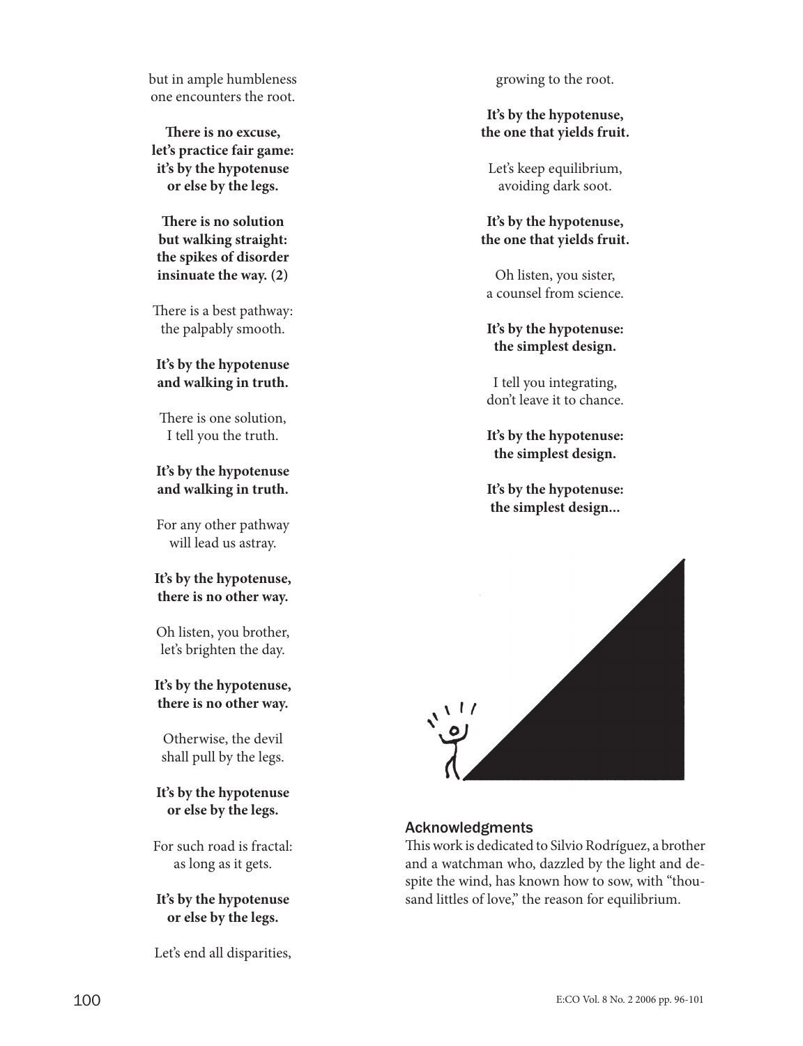but in ample humbleness
one encounters the root.

**There is no excuse,**
**let's practice fair game:**
**it's by the hypotenuse**
**or else by the legs.**

**There is no solution**
**but walking straight:**
**the spikes of disorder**
**insinuate the way. (2)**

There is a best pathway:
the palpably smooth.

**It's by the hypotenuse**
**and walking in truth.**

There is one solution,
I tell you the truth.

**It's by the hypotenuse**
**and walking in truth.**

For any other pathway
will lead us astray.

**It's by the hypotenuse,**
**there is no other way.**

Oh listen, you brother,
let's brighten the day.

**It's by the hypotenuse,**
**there is no other way.**

Otherwise, the devil
shall pull by the legs.

**It's by the hypotenuse**
**or else by the legs.**

For such road is fractal:
as long as it gets.

**It's by the hypotenuse**
**or else by the legs.**

Let's end all disparities,
growing to the root.

**It's by the hypotenuse,**
**the one that yields fruit.**

Let's keep equilibrium,
avoiding dark soot.

**It's by the hypotenuse,**
**the one that yields fruit.**

Oh listen, you sister,
a counsel from science.

**It's by the hypotenuse:**
**the simplest design.**

I tell you integrating,
don't leave it to chance.

**It's by the hypotenuse:**
**the simplest design.**

**It's by the hypotenuse:**
**the simplest design...**

## Acknowledgments

This work is dedicated to Silvio Rodríguez, a brother and a watchman who, dazzled by the light and despite the wind, has known how to sow, with "thousand littles of love," the reason for equilibrium.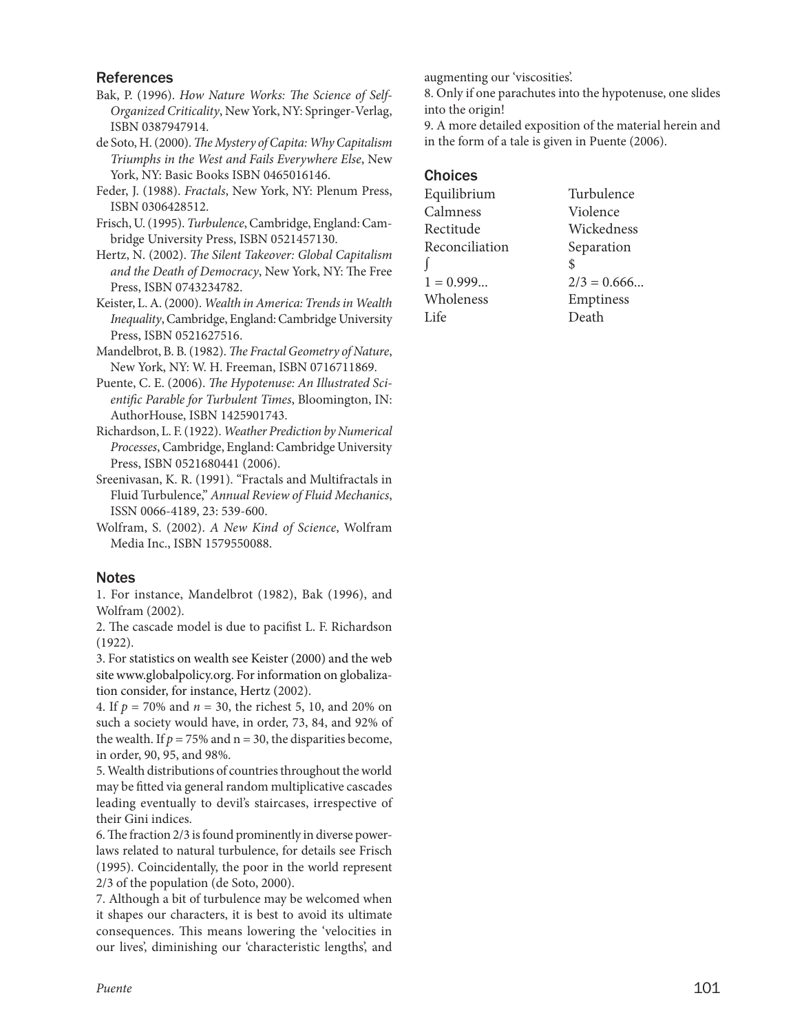## References

Bak, P. (1996). *How Nature Works: The Science of Self-Organized Criticality*, New York, NY: Springer-Verlag, ISBN 0387947914.

de Soto, H. (2000). *The Mystery of Capita: Why Capitalism Triumphs in the West and Fails Everywhere Else*, New York, NY: Basic Books ISBN 0465016146.

Feder, J. (1988). *Fractals*, New York, NY: Plenum Press, ISBN 0306428512.

Frisch, U. (1995). *Turbulence*, Cambridge, England: Cambridge University Press, ISBN 0521457130.

Hertz, N. (2002). *The Silent Takeover: Global Capitalism and the Death of Democracy*, New York, NY: The Free Press, ISBN 0743234782.

Keister, L. A. (2000). *Wealth in America: Trends in Wealth Inequality*, Cambridge, England: Cambridge University Press, ISBN 0521627516.

Mandelbrot, B. B. (1982). *The Fractal Geometry of Nature*, New York, NY: W. H. Freeman, ISBN 0716711869.

Puente, C. E. (2006). *The Hypotenuse: An Illustrated Scientific Parable for Turbulent Times*, Bloomington, IN: AuthorHouse, ISBN 1425901743.

Richardson, L. F. (1922). *Weather Prediction by Numerical Processes*, Cambridge, England: Cambridge University Press, ISBN 0521680441 (2006).

Sreenivasan, K. R. (1991). "Fractals and Multifractals in Fluid Turbulence," *Annual Review of Fluid Mechanics*, ISSN 0066-4189, 23: 539-600.

Wolfram, S. (2002). *A New Kind of Science*, Wolfram Media Inc., ISBN 1579550088.

## Notes

1. For instance, Mandelbrot (1982), Bak (1996), and Wolfram (2002).

2. The cascade model is due to pacifist L. F. Richardson (1922).

3. For statistics on wealth see Keister (2000) and the web site www.globalpolicy.org. For information on globalization consider, for instance, Hertz (2002).

4. If $p = 70\%$ and $n = 30$, the richest 5, 10, and 20% on such a society would have, in order, 73, 84, and 92% of the wealth. If $p = 75\%$ and $n = 30$, the disparities become, in order, 90, 95, and 98%.

5. Wealth distributions of countries throughout the world may be fitted via general random multiplicative cascades leading eventually to devil's staircases, irrespective of their Gini indices.

6. The fraction 2/3 is found prominently in diverse power-laws related to natural turbulence, for details see Frisch (1995). Coincidentally, the poor in the world represent 2/3 of the population (de Soto, 2000).

7. Although a bit of turbulence may be welcomed when it shapes our characters, it is best to avoid its ultimate consequences. This means lowering the 'velocities in our lives', diminishing our 'characteristic lengths', and augmenting our 'viscosities'.

8. Only if one parachutes into the hypotenuse, one slides into the origin!

9. A more detailed exposition of the material herein and in the form of a tale is given in Puente (2006).

## Choices

| | |
|---|---|
| Equilibrium | Turbulence |
| Calmness | Violence |
| Rectitude | Wickedness |
| Reconciliation | Separation |
| ∫ | $ |
| 1 = 0.999... | 2/3 = 0.666... |
| Wholeness | Emptiness |
| Life | Death |